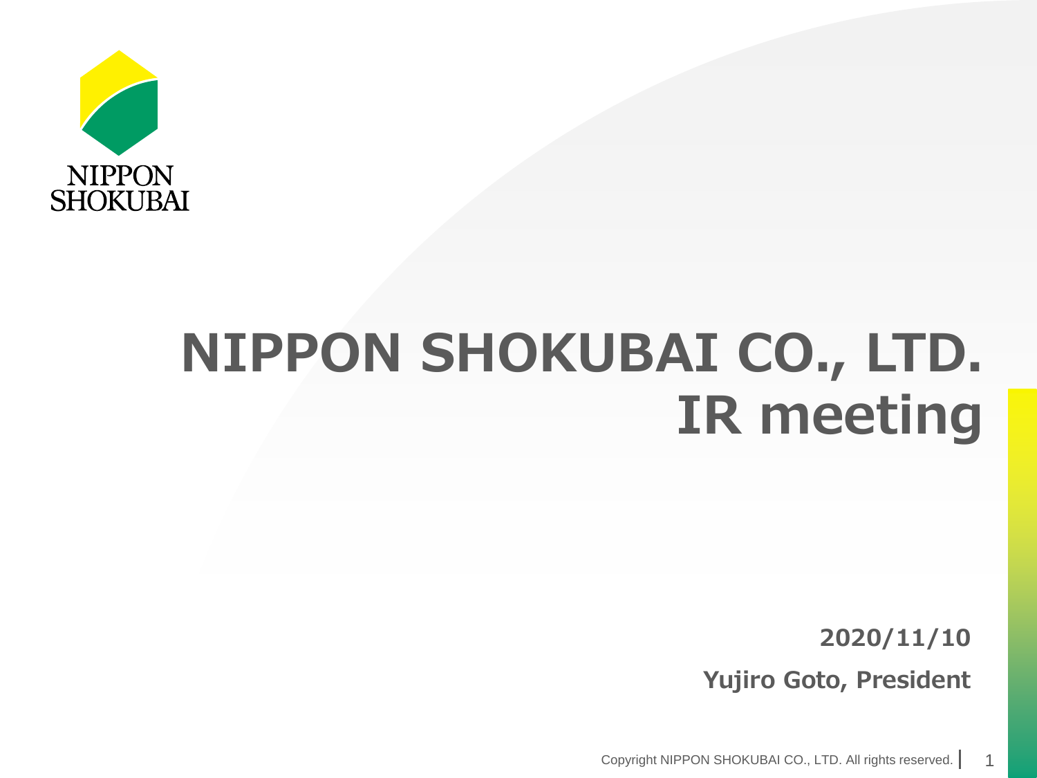NIPPON SHOKUBAI

# NIPPON SHOKUBAI CO., LTD. IR meeting

**2020/11/10**

**Yujiro Goto, President**

Copyright NIPPON SHOKUBAI CO., LTD. All rights reserved.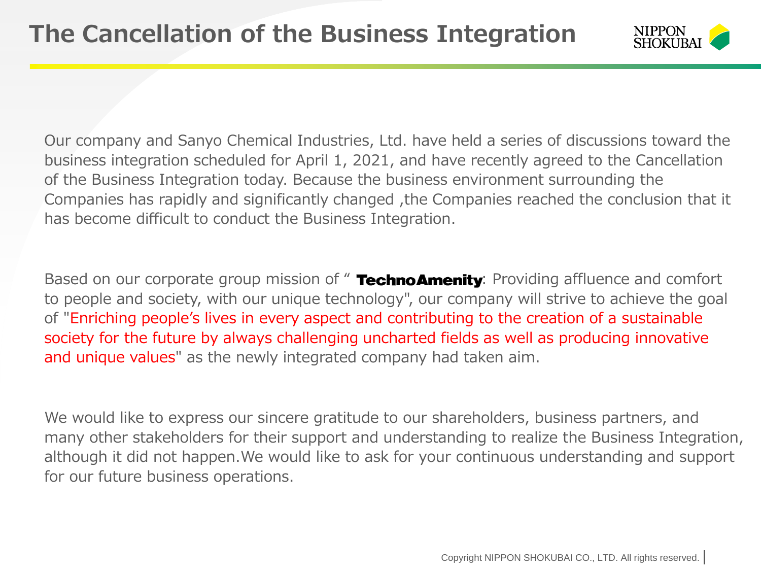# The Cancellation of the Business Integration

Our company and Sanyo Chemical Industries, Ltd. have held a series of discussions toward the business integration scheduled for April 1, 2021, and have recently agreed to the Cancellation of the Business Integration today. Because the business environment surrounding the Companies has rapidly and significantly changed ,the Companies reached the conclusion that it has become difficult to conduct the Business Integration.

Based on our corporate group mission of " **TechnoAmenity**: Providing affluence and comfort to people and society, with our unique technology", our company will strive to achieve the goal of "Enriching people's lives in every aspect and contributing to the creation of a sustainable society for the future by always challenging uncharted fields as well as producing innovative and unique values" as the newly integrated company had taken aim.

We would like to express our sincere gratitude to our shareholders, business partners, and many other stakeholders for their support and understanding to realize the Business Integration, although it did not happen.We would like to ask for your continuous understanding and support for our future business operations.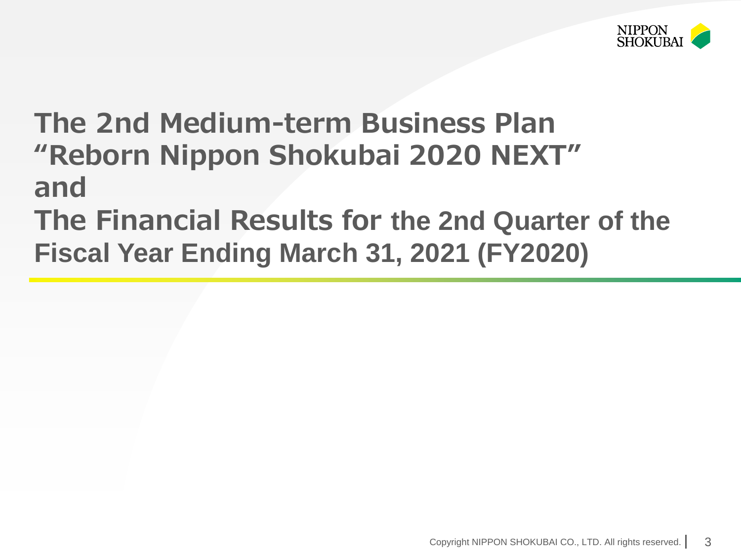# The 2nd Medium-term Business Plan "Reborn Nippon Shokubai 2020 NEXT" and The Financial Results for the 2nd Quarter of the Fiscal Year Ending March 31, 2021 (FY2020)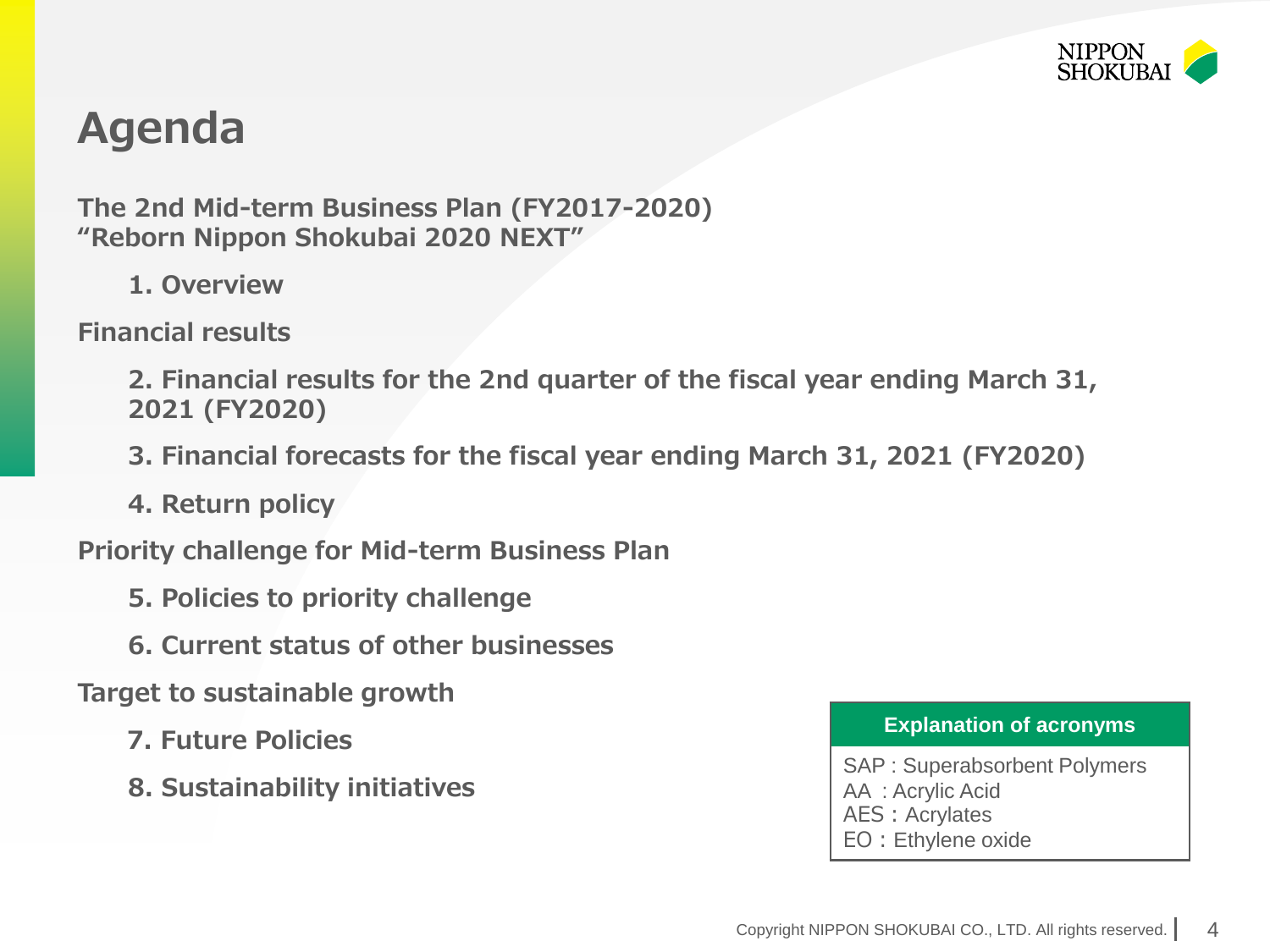# Agenda

**The 2nd Mid-term Business Plan (FY2017-2020)**
**"Reborn Nippon Shokubai 2020 NEXT"**

1. Overview

**Financial results**

2. Financial results for the 2nd quarter of the fiscal year ending March 31, 2021 (FY2020)
3. Financial forecasts for the fiscal year ending March 31, 2021 (FY2020)
4. Return policy

**Priority challenge for Mid-term Business Plan**

5. Policies to priority challenge
6. Current status of other businesses

**Target to sustainable growth**

7. Future Policies
8. Sustainability initiatives

| Explanation of acronyms |
| --- |
| SAP : Superabsorbent Polymers<br>AA : Acrylic Acid<br>AES：Acrylates<br>EO：Ethylene oxide |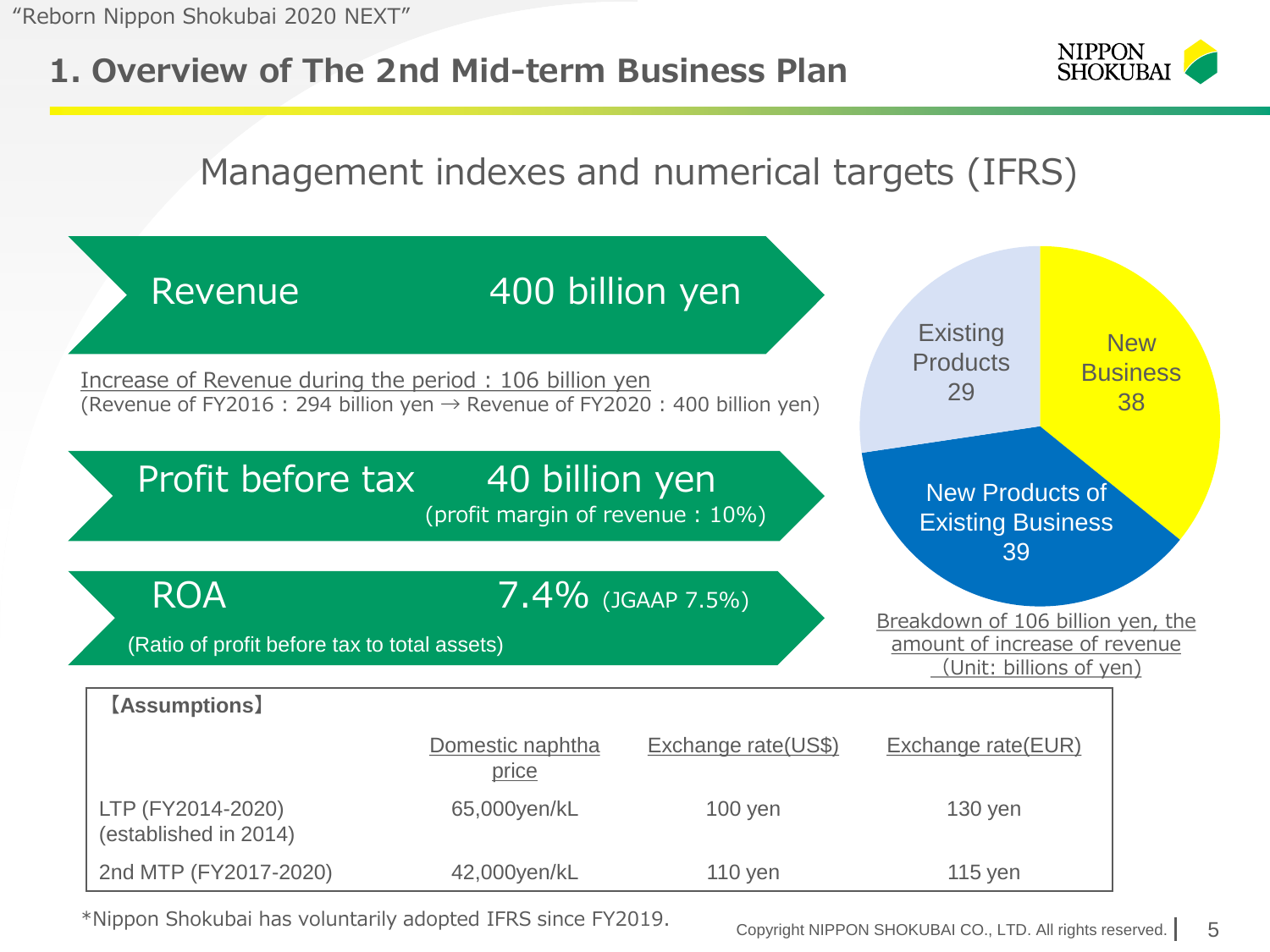# 1. Overview of The 2nd Mid-term Business Plan

## Management indexes and numerical targets (IFRS)

**Revenue** 400 billion yen

Increase of Revenue during the period：106 billion yen
(Revenue of FY2016：294 billion yen → Revenue of FY2020：400 billion yen)

**Profit before tax** 40 billion yen
(profit margin of revenue：10%)

**ROA** 7.4% (JGAAP 7.5%)
(Ratio of profit before tax to total assets)

Breakdown of 106 billion yen, the amount of increase of revenue (Unit: billions of yen)

| Category | Amount |
|---|---|
| Existing Products | 29 |
| New Business | 38 |
| New Products of Existing Business | 39 |

【Assumptions】

| | Domestic naphtha price | Exchange rate(US$) | Exchange rate(EUR) |
|---|---|---|---|
| LTP (FY2014-2020) (established in 2014) | 65,000yen/kL | 100 yen | 130 yen |
| 2nd MTP (FY2017-2020) | 42,000yen/kL | 110 yen | 115 yen |

*Nippon Shokubai has voluntarily adopted IFRS since FY2019.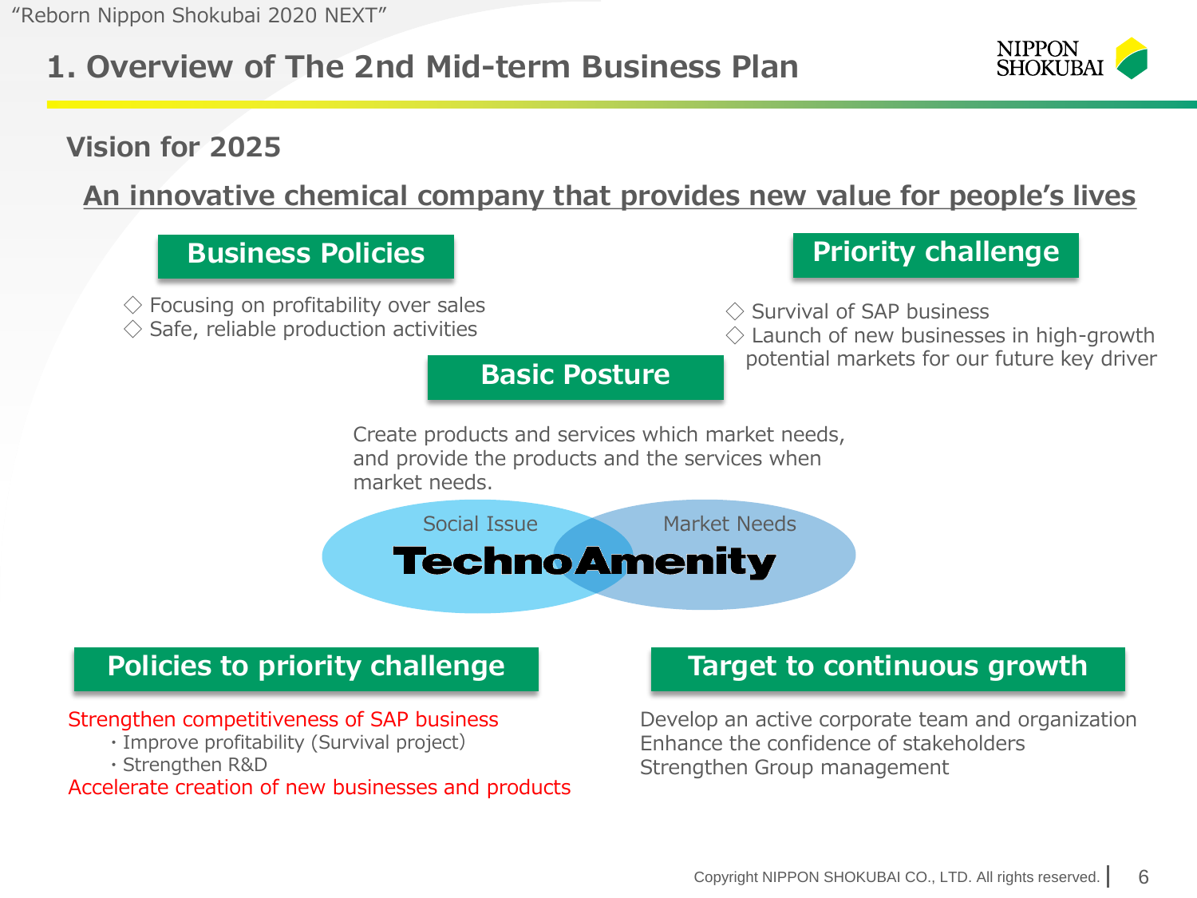# 1. Overview of The 2nd Mid-term Business Plan

## Vision for 2025

**An innovative chemical company that provides new value for people's lives**

### Business Policies

- ◇ Focusing on profitability over sales
- ◇ Safe, reliable production activities

### Priority challenge

- ◇ Survival of SAP business
- ◇ Launch of new businesses in high-growth potential markets for our future key driver

### Basic Posture

Create products and services which market needs, and provide the products and the services when market needs.

Social Issue / Market Needs

**TechnoAmenity**

### Policies to priority challenge

Strengthen competitiveness of SAP business
- ・Improve profitability (Survival project)
- ・Strengthen R&D

Accelerate creation of new businesses and products

### Target to continuous growth

Develop an active corporate team and organization
Enhance the confidence of stakeholders
Strengthen Group management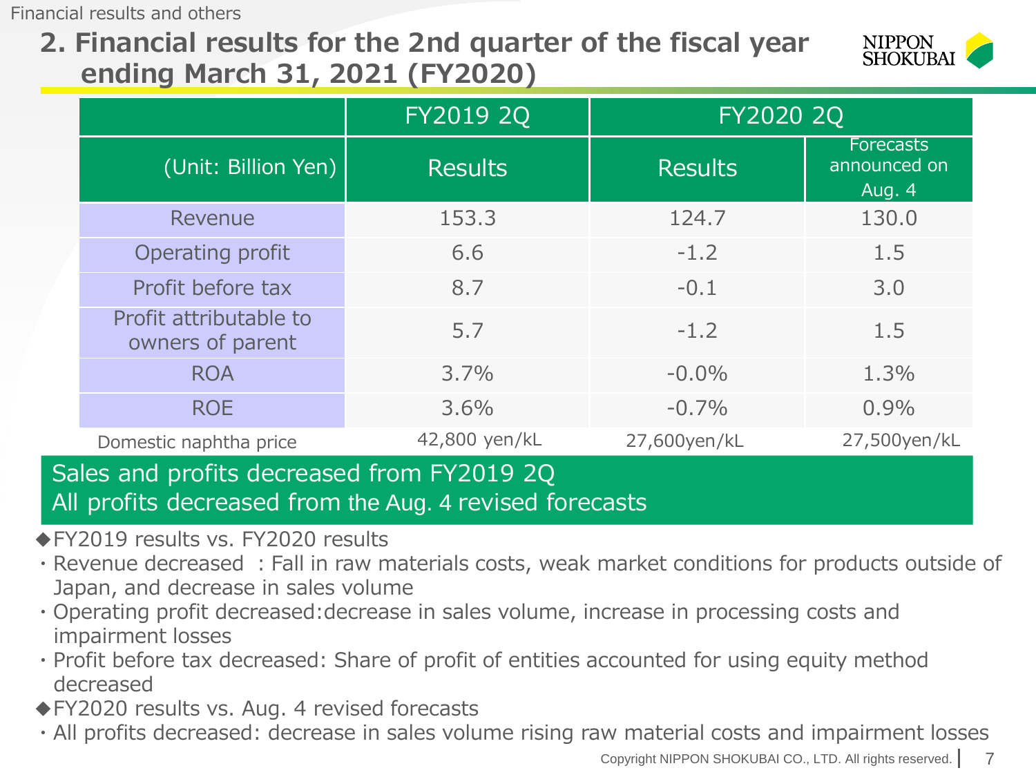## 2. Financial results for the 2nd quarter of the fiscal year ending March 31, 2021 (FY2020)

| (Unit: Billion Yen) | FY2019 2Q Results | FY2020 2Q Results | FY2020 2Q Forecasts announced on Aug. 4 |
|---|---|---|---|
| Revenue | 153.3 | 124.7 | 130.0 |
| Operating profit | 6.6 | -1.2 | 1.5 |
| Profit before tax | 8.7 | -0.1 | 3.0 |
| Profit attributable to owners of parent | 5.7 | -1.2 | 1.5 |
| ROA | 3.7% | -0.0% | 1.3% |
| ROE | 3.6% | -0.7% | 0.9% |
| Domestic naphtha price | 42,800 yen/kL | 27,600yen/kL | 27,500yen/kL |

**Sales and profits decreased from FY2019 2Q**
**All profits decreased from the Aug. 4 revised forecasts**

◆FY2019 results vs. FY2020 results

- Revenue decreased : Fall in raw materials costs, weak market conditions for products outside of Japan, and decrease in sales volume
- Operating profit decreased:decrease in sales volume, increase in processing costs and impairment losses
- Profit before tax decreased: Share of profit of entities accounted for using equity method decreased

◆FY2020 results vs. Aug. 4 revised forecasts

- All profits decreased: decrease in sales volume rising raw material costs and impairment losses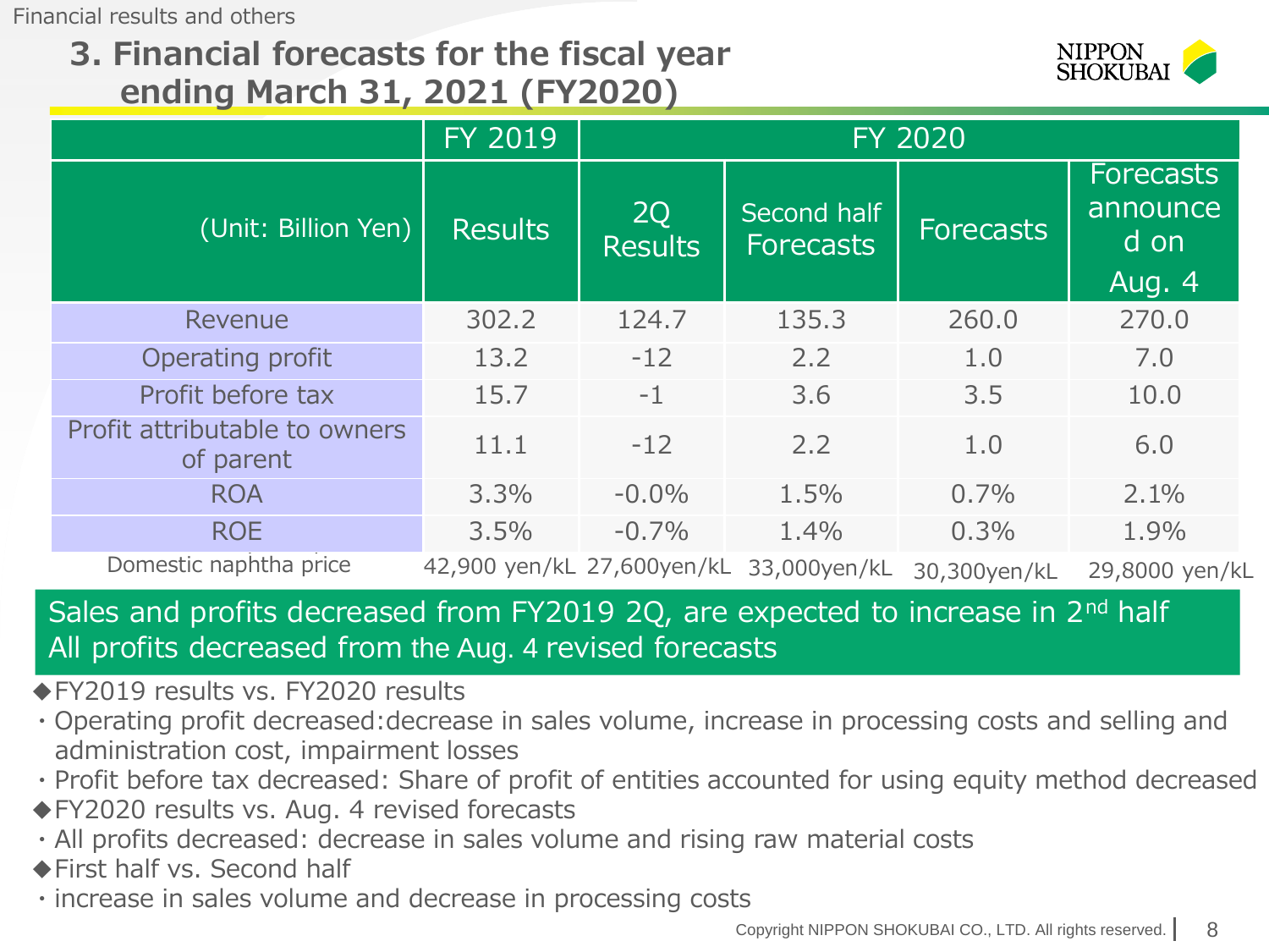Financial results and others

# 3. Financial forecasts for the fiscal year ending March 31, 2021 (FY2020)

| (Unit: Billion Yen) | FY 2019 Results | FY 2020 2Q Results | FY 2020 Second half Forecasts | FY 2020 Forecasts | FY 2020 Forecasts announced on Aug. 4 |
|---|---|---|---|---|---|
| Revenue | 302.2 | 124.7 | 135.3 | 260.0 | 270.0 |
| Operating profit | 13.2 | -12 | 2.2 | 1.0 | 7.0 |
| Profit before tax | 15.7 | -1 | 3.6 | 3.5 | 10.0 |
| Profit attributable to owners of parent | 11.1 | -12 | 2.2 | 1.0 | 6.0 |
| ROA | 3.3% | -0.0% | 1.5% | 0.7% | 2.1% |
| ROE | 3.5% | -0.7% | 1.4% | 0.3% | 1.9% |
| Domestic naphtha price | 42,900 yen/kL | 27,600yen/kL | 33,000yen/kL | 30,300yen/kL | 29,8000 yen/kL |

**Sales and profits decreased from FY2019 2Q, are expected to increase in 2nd half**
**All profits decreased from the Aug. 4 revised forecasts**

◆FY2019 results vs. FY2020 results

- Operating profit decreased:decrease in sales volume, increase in processing costs and selling and administration cost, impairment losses
- Profit before tax decreased: Share of profit of entities accounted for using equity method decreased

◆FY2020 results vs. Aug. 4 revised forecasts

- All profits decreased: decrease in sales volume and rising raw material costs

◆First half vs. Second half

- increase in sales volume and decrease in processing costs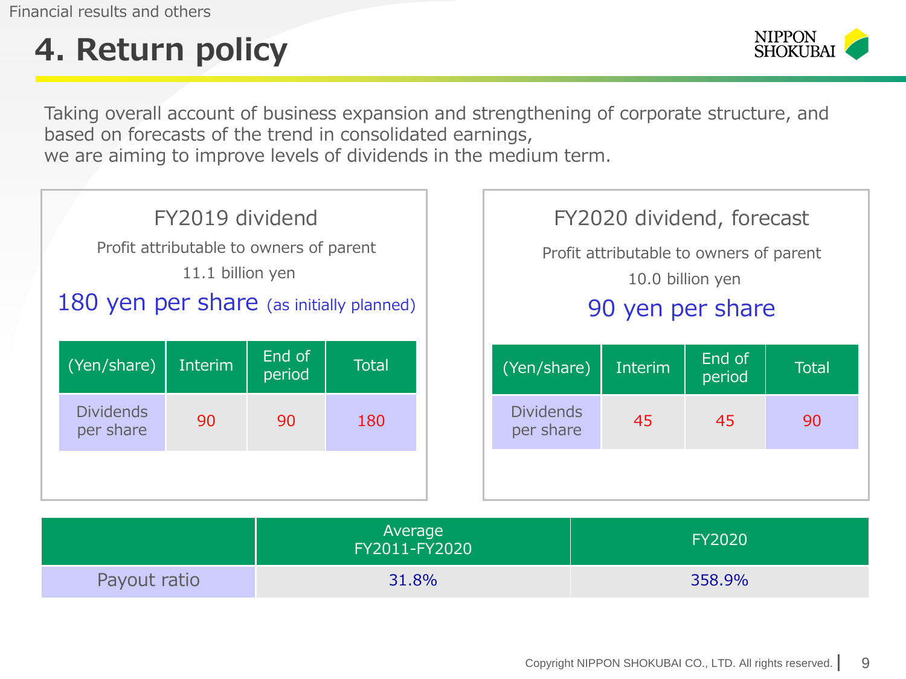# 4. Return policy

Taking overall account of business expansion and strengthening of corporate structure, and based on forecasts of the trend in consolidated earnings,
we are aiming to improve levels of dividends in the medium term.

## FY2019 dividend

Profit attributable to owners of parent

11.1 billion yen

**180 yen per share** (as initially planned)

| (Yen/share) | Interim | End of period | Total |
|---|---|---|---|
| Dividends per share | 90 | 90 | 180 |

## FY2020 dividend, forecast

Profit attributable to owners of parent

10.0 billion yen

**90 yen per share**

| (Yen/share) | Interim | End of period | Total |
|---|---|---|---|
| Dividends per share | 45 | 45 | 90 |

| | Average FY2011-FY2020 | FY2020 |
|---|---|---|
| Payout ratio | 31.8% | 358.9% |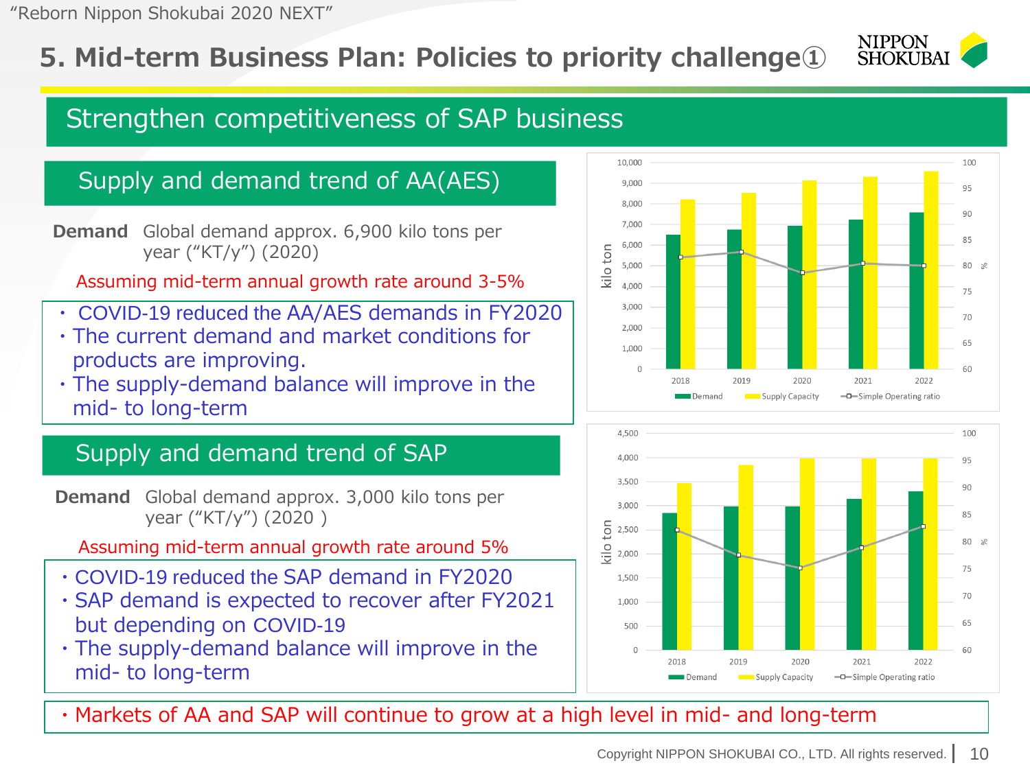# 5. Mid-term Business Plan: Policies to priority challenge①

## Strengthen competitiveness of SAP business

### Supply and demand trend of AA(AES)

**Demand** Global demand approx. 6,900 kilo tons per year ("KT/y") (2020)

Assuming mid-term annual growth rate around 3-5%

- COVID-19 reduced the AA/AES demands in FY2020
- The current demand and market conditions for products are improving.
- The supply-demand balance will improve in the mid- to long-term

### Supply and demand trend of SAP

**Demand** Global demand approx. 3,000 kilo tons per year ("KT/y") (2020 )

Assuming mid-term annual growth rate around 5%

- COVID-19 reduced the SAP demand in FY2020
- SAP demand is expected to recover after FY2021 but depending on COVID-19
- The supply-demand balance will improve in the mid- to long-term

- Markets of AA and SAP will continue to grow at a high level in mid- and long-term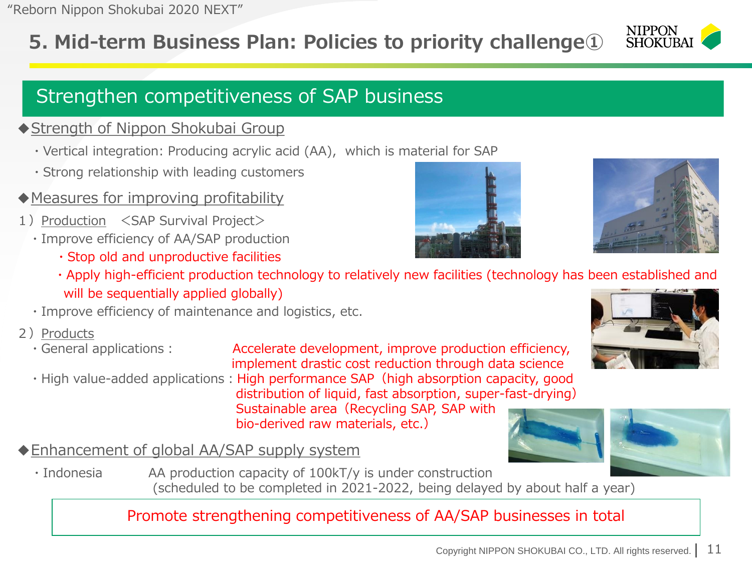# 5. Mid-term Business Plan: Policies to priority challenge①

## Strengthen competitiveness of SAP business

### ◆Strength of Nippon Shokubai Group

- Vertical integration: Producing acrylic acid (AA), which is material for SAP
- Strong relationship with leading customers

### ◆Measures for improving profitability

1）Production　<SAP Survival Project>

- Improve efficiency of AA/SAP production
  - Stop old and unproductive facilities
  - Apply high-efficient production technology to relatively new facilities (technology has been established and will be sequentially applied globally)
- Improve efficiency of maintenance and logistics, etc.

2）Products

- General applications : Accelerate development, improve production efficiency, implement drastic cost reduction through data science
- High value-added applications : High performance SAP（high absorption capacity, good distribution of liquid, fast absorption, super-fast-drying）
  Sustainable area（Recycling SAP, SAP with bio-derived raw materials, etc.）

### ◆Enhancement of global AA/SAP supply system

- Indonesia　AA production capacity of 100kT/y is under construction
  (scheduled to be completed in 2021-2022, being delayed by about half a year)

**Promote strengthening competitiveness of AA/SAP businesses in total**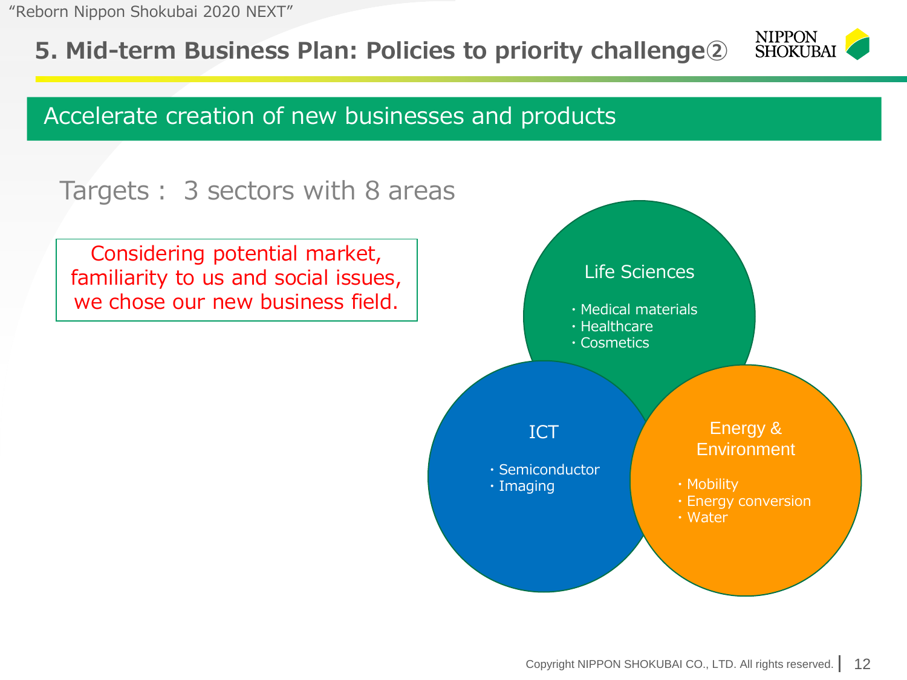## 5. Mid-term Business Plan: Policies to priority challenge②

### Accelerate creation of new businesses and products

Targets : 3 sectors with 8 areas

Considering potential market, familiarity to us and social issues, we chose our new business field.

**Life Sciences**
- Medical materials
- Healthcare
- Cosmetics

**ICT**
- Semiconductor
- Imaging

**Energy & Environment**
- Mobility
- Energy conversion
- Water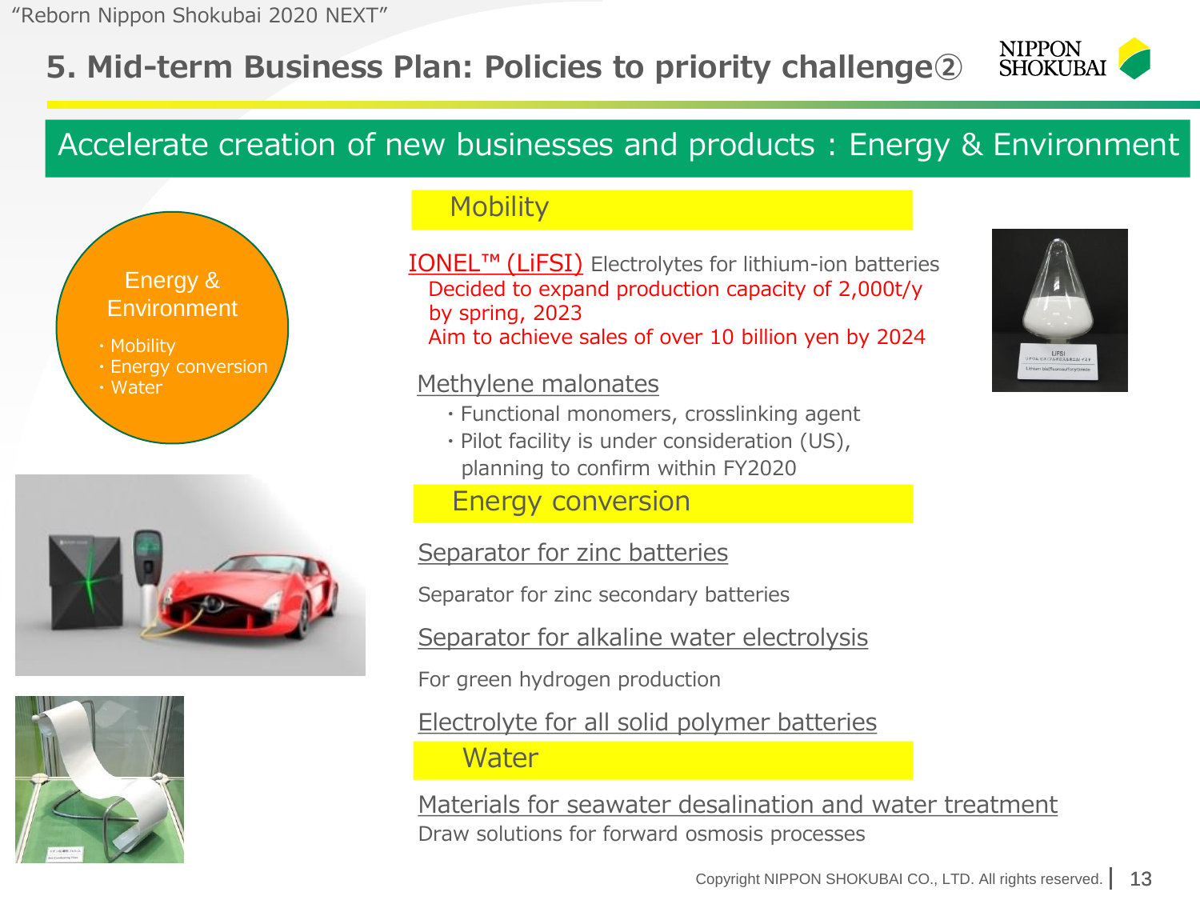# 5. Mid-term Business Plan: Policies to priority challenge②

## Accelerate creation of new businesses and products : Energy & Environment

**Energy & Environment**
- Mobility
- Energy conversion
- Water

### Mobility

**IONEL™ (LiFSI)** Electrolytes for lithium-ion batteries
Decided to expand production capacity of 2,000t/y by spring, 2023
Aim to achieve sales of over 10 billion yen by 2024

**Methylene malonates**
- Functional monomers, crosslinking agent
- Pilot facility is under consideration (US), planning to confirm within FY2020

### Energy conversion

**Separator for zinc batteries**

Separator for zinc secondary batteries

**Separator for alkaline water electrolysis**

For green hydrogen production

**Electrolyte for all solid polymer batteries**

### Water

**Materials for seawater desalination and water treatment**
Draw solutions for forward osmosis processes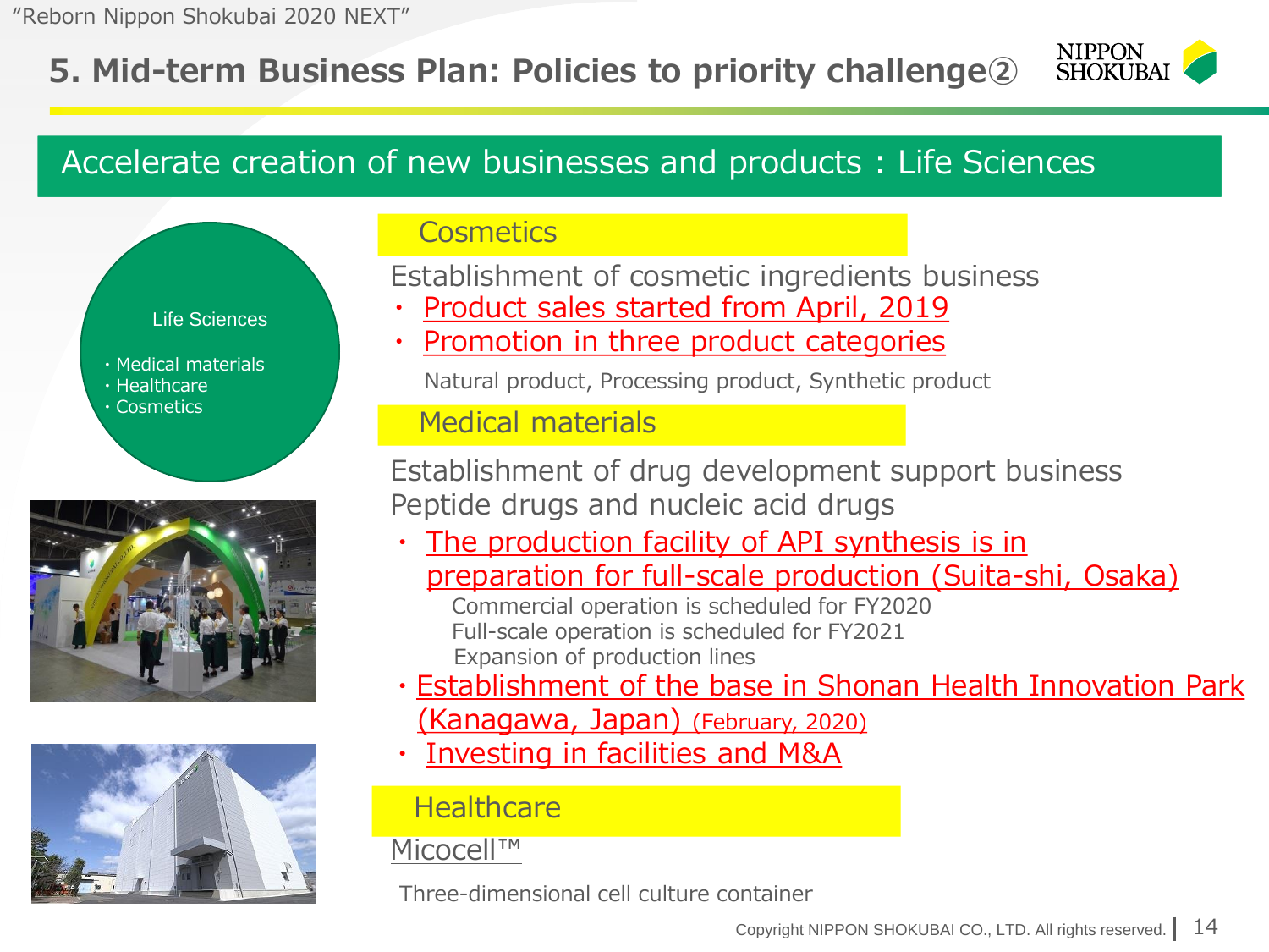# 5. Mid-term Business Plan: Policies to priority challenge②

## Accelerate creation of new businesses and products : Life Sciences

**Life Sciences**

- Medical materials
- Healthcare
- Cosmetics

### Cosmetics

Establishment of cosmetic ingredients business

- Product sales started from April, 2019
- Promotion in three product categories

  Natural product, Processing product, Synthetic product

### Medical materials

Establishment of drug development support business
Peptide drugs and nucleic acid drugs

- The production facility of API synthesis is in preparation for full-scale production (Suita-shi, Osaka)

  Commercial operation is scheduled for FY2020
  Full-scale operation is scheduled for FY2021
  Expansion of production lines
- Establishment of the base in Shonan Health Innovation Park (Kanagawa, Japan) (February, 2020)
- Investing in facilities and M&A

### Healthcare

Micocell™

Three-dimensional cell culture container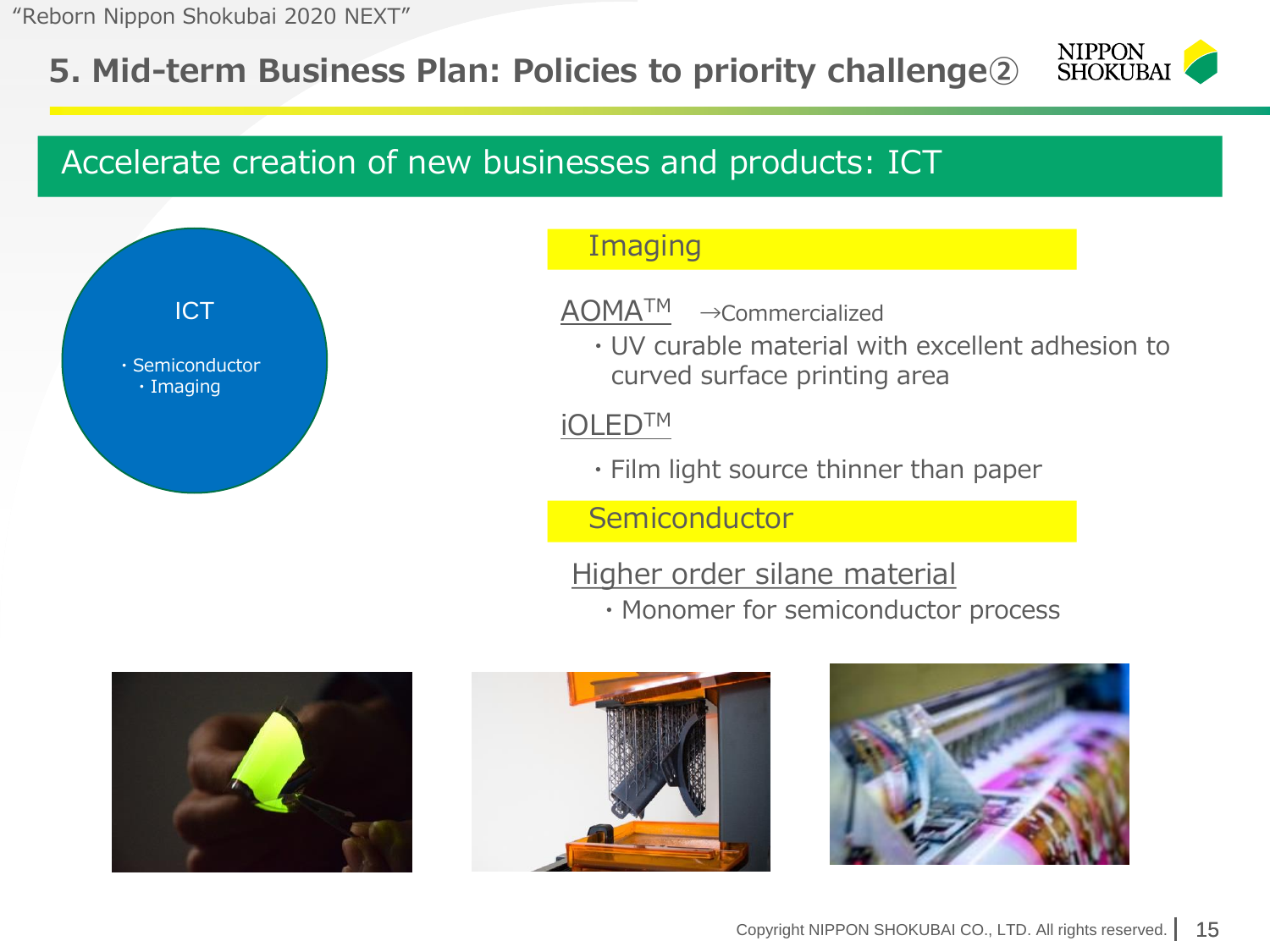# 5. Mid-term Business Plan: Policies to priority challenge②

## Accelerate creation of new businesses and products: ICT

**ICT**

- Semiconductor
- Imaging

### Imaging

AOMA™ →Commercialized

- UV curable material with excellent adhesion to curved surface printing area

iOLED™

- Film light source thinner than paper

### Semiconductor

Higher order silane material

- Monomer for semiconductor process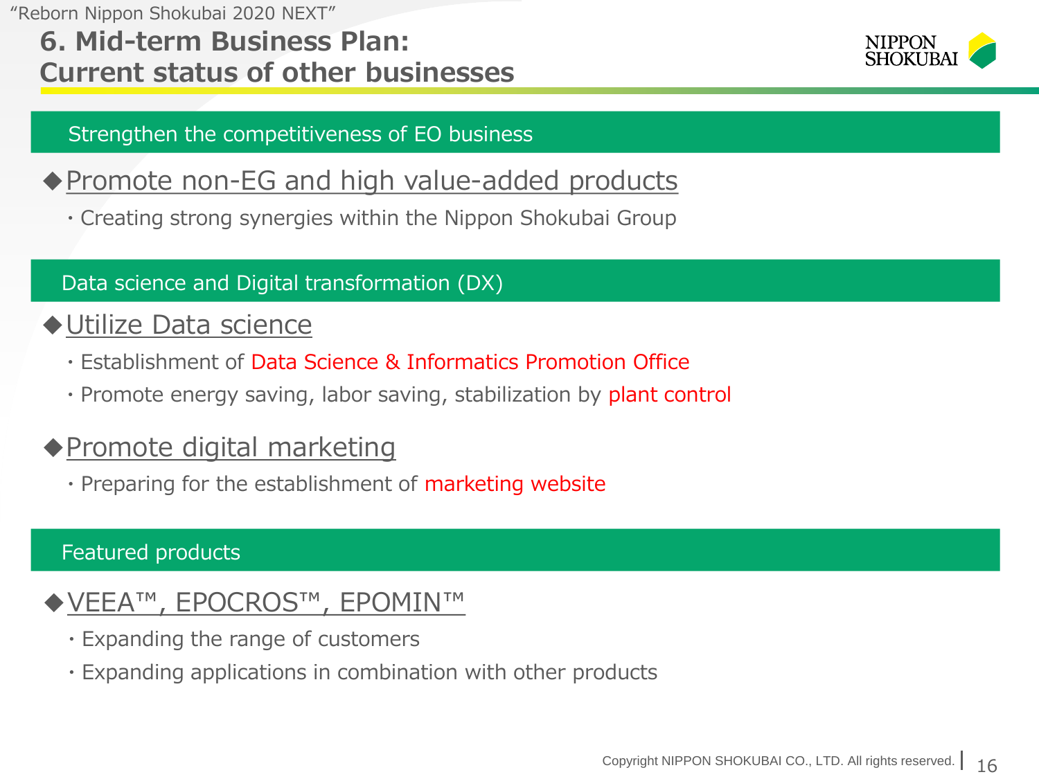# 6. Mid-term Business Plan: Current status of other businesses

## Strengthen the competitiveness of EO business

### ◆Promote non-EG and high value-added products

- Creating strong synergies within the Nippon Shokubai Group

## Data science and Digital transformation (DX)

### ◆Utilize Data science

- Establishment of Data Science & Informatics Promotion Office
- Promote energy saving, labor saving, stabilization by plant control

### ◆Promote digital marketing

- Preparing for the establishment of marketing website

## Featured products

### ◆VEEA™, EPOCROS™, EPOMIN™

- Expanding the range of customers
- Expanding applications in combination with other products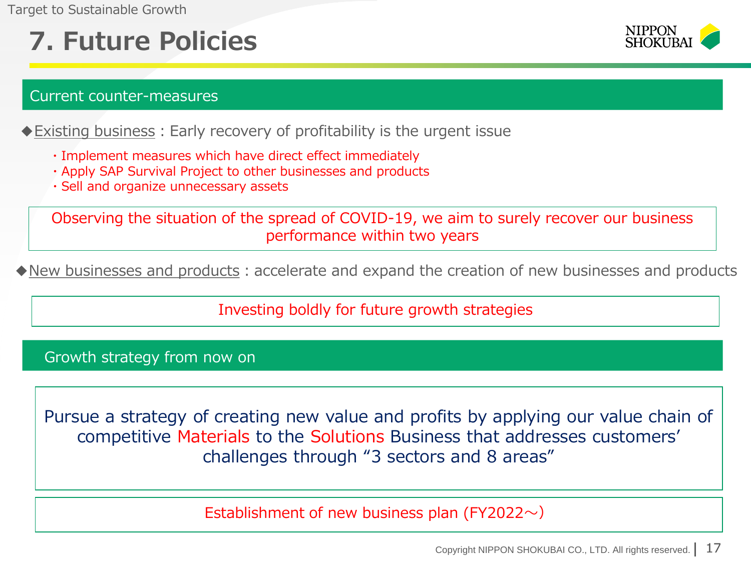# 7. Future Policies

## Current counter-measures

◆Existing business : Early recovery of profitability is the urgent issue

- Implement measures which have direct effect immediately
- Apply SAP Survival Project to other businesses and products
- Sell and organize unnecessary assets

Observing the situation of the spread of COVID-19, we aim to surely recover our business performance within two years

◆New businesses and products : accelerate and expand the creation of new businesses and products

Investing boldly for future growth strategies

## Growth strategy from now on

Pursue a strategy of creating new value and profits by applying our value chain of competitive Materials to the Solutions Business that addresses customers' challenges through "3 sectors and 8 areas"

Establishment of new business plan (FY2022～)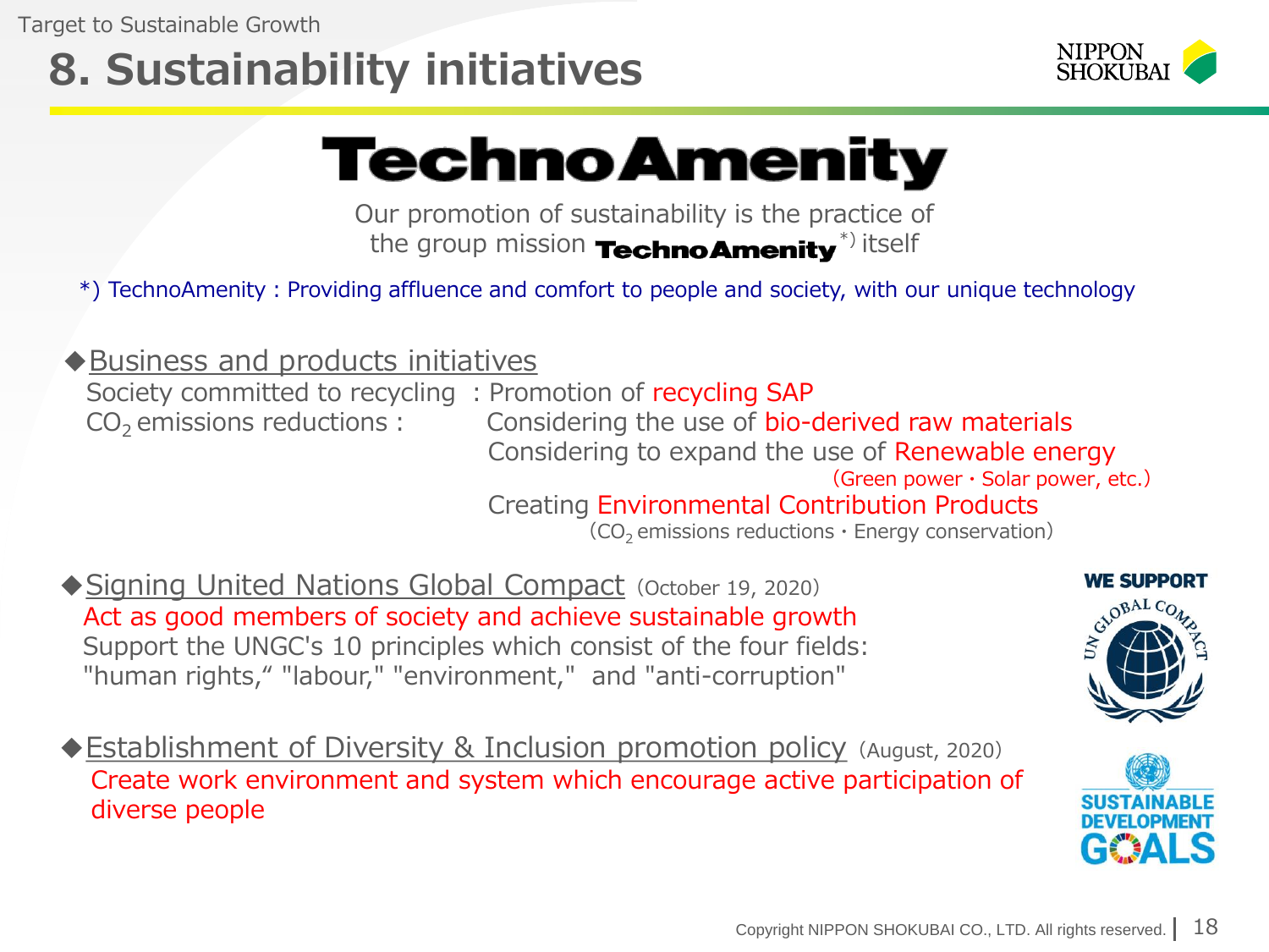Target to Sustainable Growth

# 8. Sustainability initiatives

## TechnoAmenity

Our promotion of sustainability is the practice of the group mission **TechnoAmenity** *) itself

*) TechnoAmenity : Providing affluence and comfort to people and society, with our unique technology

### ◆Business and products initiatives

Society committed to recycling : Promotion of recycling SAP

$CO_2$ emissions reductions : Considering the use of bio-derived raw materials

Considering to expand the use of Renewable energy (Green power・Solar power, etc.)

Creating Environmental Contribution Products ($CO_2$ emissions reductions・Energy conservation)

### ◆Signing United Nations Global Compact (October 19, 2020)

Act as good members of society and achieve sustainable growth

Support the UNGC's 10 principles which consist of the four fields: "human rights," "labour," "environment," and "anti-corruption"

### ◆Establishment of Diversity & Inclusion promotion policy (August, 2020)

Create work environment and system which encourage active participation of diverse people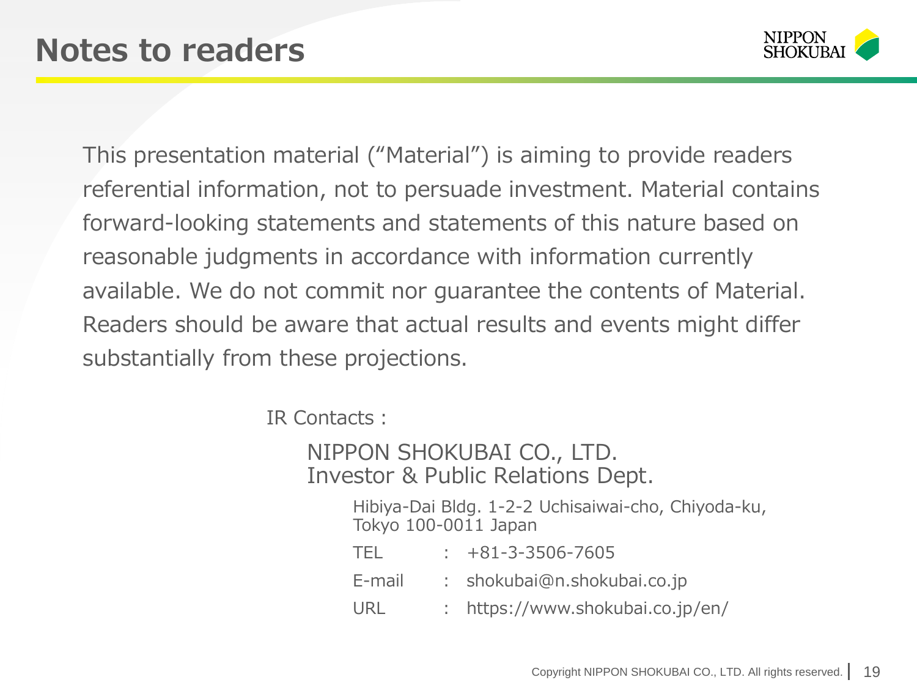# Notes to readers

This presentation material ("Material") is aiming to provide readers referential information, not to persuade investment. Material contains forward-looking statements and statements of this nature based on reasonable judgments in accordance with information currently available. We do not commit nor guarantee the contents of Material. Readers should be aware that actual results and events might differ substantially from these projections.

IR Contacts :

NIPPON SHOKUBAI CO., LTD.
Investor & Public Relations Dept.

Hibiya-Dai Bldg. 1-2-2 Uchisaiwai-cho, Chiyoda-ku, Tokyo 100-0011 Japan

TEL : +81-3-3506-7605

E-mail : shokubai@n.shokubai.co.jp

URL : https://www.shokubai.co.jp/en/

Copyright NIPPON SHOKUBAI CO., LTD. All rights reserved.